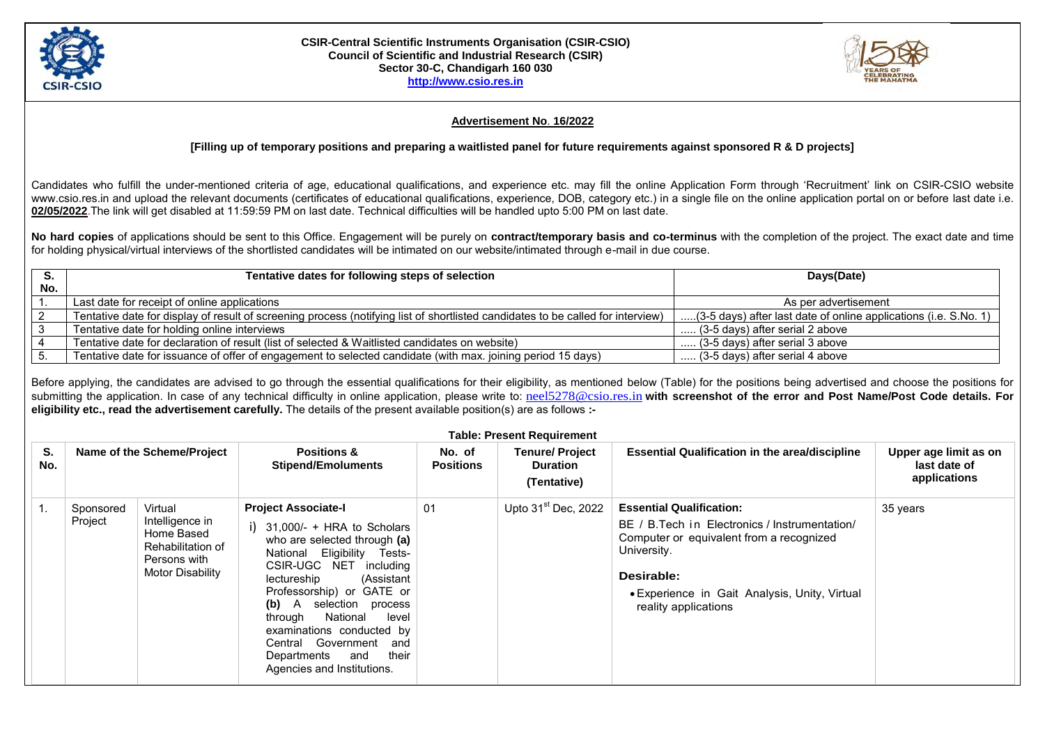**CSIR-Central Scientific Instruments Organisation (CSIR-CSIO)**
**Council of Scientific and Industrial Research (CSIR)**
**Sector 30-C, Chandigarh 160 030**
**http://www.csio.res.in**

## Advertisement No. 16/2022

**[Filling up of temporary positions and preparing a waitlisted panel for future requirements against sponsored R & D projects]**

Candidates who fulfill the under-mentioned criteria of age, educational qualifications, and experience etc. may fill the online Application Form through 'Recruitment' link on CSIR-CSIO website www.csio.res.in and upload the relevant documents (certificates of educational qualifications, experience, DOB, category etc.) in a single file on the online application portal on or before last date i.e. **02/05/2022**.The link will get disabled at 11:59:59 PM on last date. Technical difficulties will be handled upto 5:00 PM on last date.

**No hard copies** of applications should be sent to this Office. Engagement will be purely on **contract/temporary basis and co-terminus** with the completion of the project. The exact date and time for holding physical/virtual interviews of the shortlisted candidates will be intimated on our website/intimated through e-mail in due course.

| S. No. | Tentative dates for following steps of selection | Days(Date) |
|---|---|---|
| 1. | Last date for receipt of online applications | As per advertisement |
| 2 | Tentative date for display of result of screening process (notifying list of shortlisted candidates to be called for interview) | .....(3-5 days) after last date of online applications (i.e. S.No. 1) |
| 3 | Tentative date for holding online interviews | ..... (3-5 days) after serial 2 above |
| 4 | Tentative date for declaration of result (list of selected & Waitlisted candidates on website) | ..... (3-5 days) after serial 3 above |
| 5. | Tentative date for issuance of offer of engagement to selected candidate (with max. joining period 15 days) | ..... (3-5 days) after serial 4 above |

Before applying, the candidates are advised to go through the essential qualifications for their eligibility, as mentioned below (Table) for the positions being advertised and choose the positions for submitting the application. In case of any technical difficulty in online application, please write to: neel5278@csio.res.in **with screenshot of the error and Post Name/Post Code details. For eligibility etc., read the advertisement carefully.** The details of the present available position(s) are as follows **:-**

**Table: Present Requirement**

| S. No. | Name of the Scheme/Project | | Positions & Stipend/Emoluments | No. of Positions | Tenure/ Project Duration (Tentative) | Essential Qualification in the area/discipline | Upper age limit as on last date of applications |
|---|---|---|---|---|---|---|---|
| 1. | Sponsored Project | Virtual Intelligence in Home Based Rehabilitation of Persons with Motor Disability | **Project Associate-I**<br>i) 31,000/- + HRA to Scholars who are selected through **(a)** National Eligibility Tests- CSIR-UGC NET including lectureship (Assistant Professorship) or GATE or **(b)** A selection process through National level examinations conducted by Central Government and Departments and their Agencies and Institutions. | 01 | Upto 31st Dec, 2022 | **Essential Qualification:**<br>BE / B.Tech in Electronics / Instrumentation/ Computer or equivalent from a recognized University.<br>**Desirable:**<br>• Experience in Gait Analysis, Unity, Virtual reality applications | 35 years |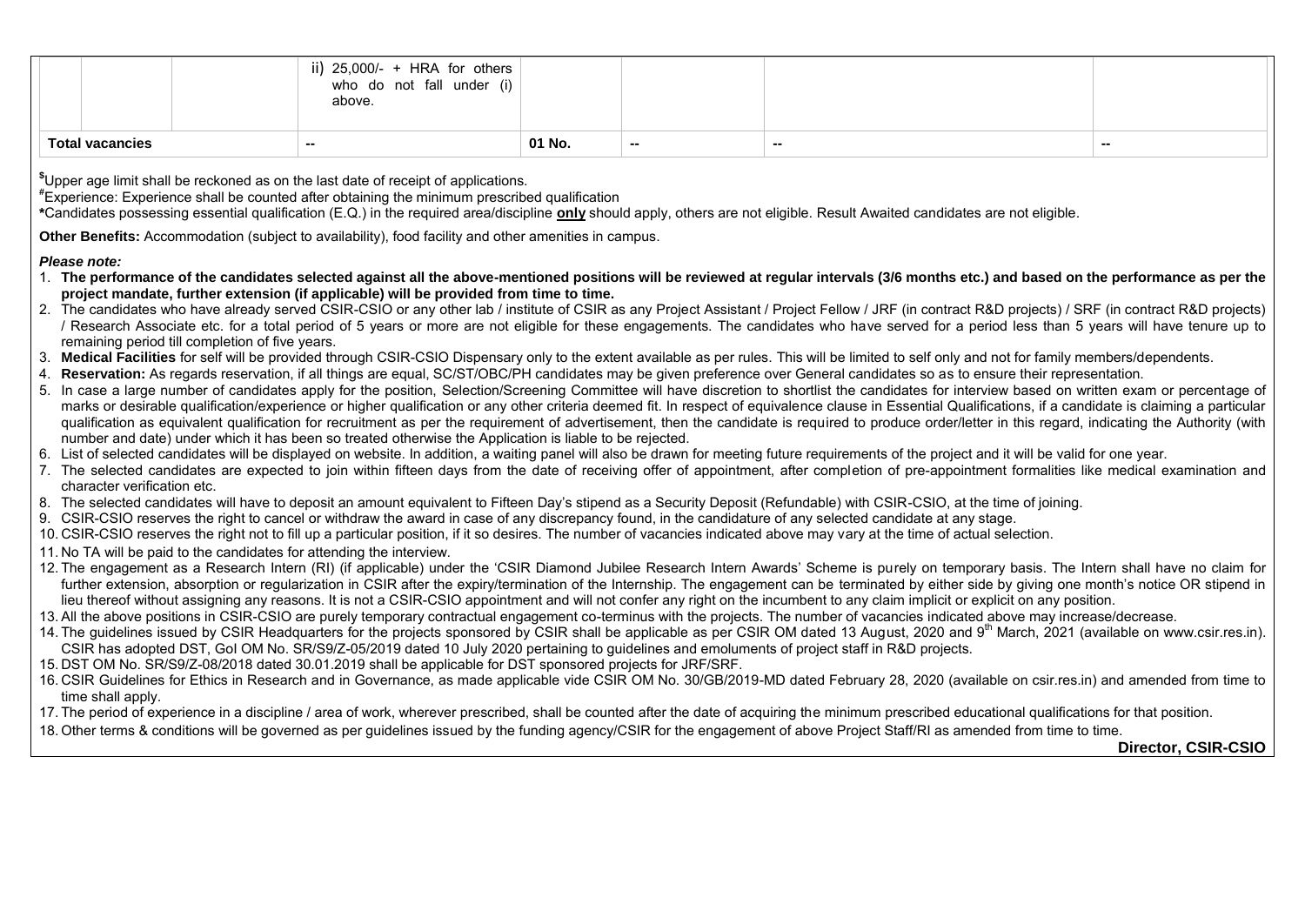| | | | | | | |
|---|---|---|---|---|---|---|
| | | ii) 25,000/- + HRA for others who do not fall under (i) above. | | | | |
| Total vacancies | | -- | 01 No. | -- | -- | -- |

[$]Upper age limit shall be reckoned as on the last date of receipt of applications.

[#]Experience: Experience shall be counted after obtaining the minimum prescribed qualification

*Candidates possessing essential qualification (E.Q.) in the required area/discipline **only** should apply, others are not eligible. Result Awaited candidates are not eligible.

**Other Benefits:** Accommodation (subject to availability), food facility and other amenities in campus.

***Please note:***

1. **The performance of the candidates selected against all the above-mentioned positions will be reviewed at regular intervals (3/6 months etc.) and based on the performance as per the project mandate, further extension (if applicable) will be provided from time to time.**
2. The candidates who have already served CSIR-CSIO or any other lab / institute of CSIR as any Project Assistant / Project Fellow / JRF (in contract R&D projects) / SRF (in contract R&D projects) / Research Associate etc. for a total period of 5 years or more are not eligible for these engagements. The candidates who have served for a period less than 5 years will have tenure up to remaining period till completion of five years.
3. **Medical Facilities** for self will be provided through CSIR-CSIO Dispensary only to the extent available as per rules. This will be limited to self only and not for family members/dependents.
4. **Reservation:** As regards reservation, if all things are equal, SC/ST/OBC/PH candidates may be given preference over General candidates so as to ensure their representation.
5. In case a large number of candidates apply for the position, Selection/Screening Committee will have discretion to shortlist the candidates for interview based on written exam or percentage of marks or desirable qualification/experience or higher qualification or any other criteria deemed fit. In respect of equivalence clause in Essential Qualifications, if a candidate is claiming a particular qualification as equivalent qualification for recruitment as per the requirement of advertisement, then the candidate is required to produce order/letter in this regard, indicating the Authority (with number and date) under which it has been so treated otherwise the Application is liable to be rejected.
6. List of selected candidates will be displayed on website. In addition, a waiting panel will also be drawn for meeting future requirements of the project and it will be valid for one year.
7. The selected candidates are expected to join within fifteen days from the date of receiving offer of appointment, after completion of pre-appointment formalities like medical examination and character verification etc.
8. The selected candidates will have to deposit an amount equivalent to Fifteen Day's stipend as a Security Deposit (Refundable) with CSIR-CSIO, at the time of joining.
9. CSIR-CSIO reserves the right to cancel or withdraw the award in case of any discrepancy found, in the candidature of any selected candidate at any stage.
10. CSIR-CSIO reserves the right not to fill up a particular position, if it so desires. The number of vacancies indicated above may vary at the time of actual selection.
11. No TA will be paid to the candidates for attending the interview.
12. The engagement as a Research Intern (RI) (if applicable) under the 'CSIR Diamond Jubilee Research Intern Awards' Scheme is purely on temporary basis. The Intern shall have no claim for further extension, absorption or regularization in CSIR after the expiry/termination of the Internship. The engagement can be terminated by either side by giving one month's notice OR stipend in lieu thereof without assigning any reasons. It is not a CSIR-CSIO appointment and will not confer any right on the incumbent to any claim implicit or explicit on any position.
13. All the above positions in CSIR-CSIO are purely temporary contractual engagement co-terminus with the projects. The number of vacancies indicated above may increase/decrease.
14. The guidelines issued by CSIR Headquarters for the projects sponsored by CSIR shall be applicable as per CSIR OM dated 13 August, 2020 and 9th March, 2021 (available on www.csir.res.in). CSIR has adopted DST, GoI OM No. SR/S9/Z-05/2019 dated 10 July 2020 pertaining to guidelines and emoluments of project staff in R&D projects.
15. DST OM No. SR/S9/Z-08/2018 dated 30.01.2019 shall be applicable for DST sponsored projects for JRF/SRF.
16. CSIR Guidelines for Ethics in Research and in Governance, as made applicable vide CSIR OM No. 30/GB/2019-MD dated February 28, 2020 (available on csir.res.in) and amended from time to time shall apply.
17. The period of experience in a discipline / area of work, wherever prescribed, shall be counted after the date of acquiring the minimum prescribed educational qualifications for that position.
18. Other terms & conditions will be governed as per guidelines issued by the funding agency/CSIR for the engagement of above Project Staff/RI as amended from time to time.

**Director, CSIR-CSIO**